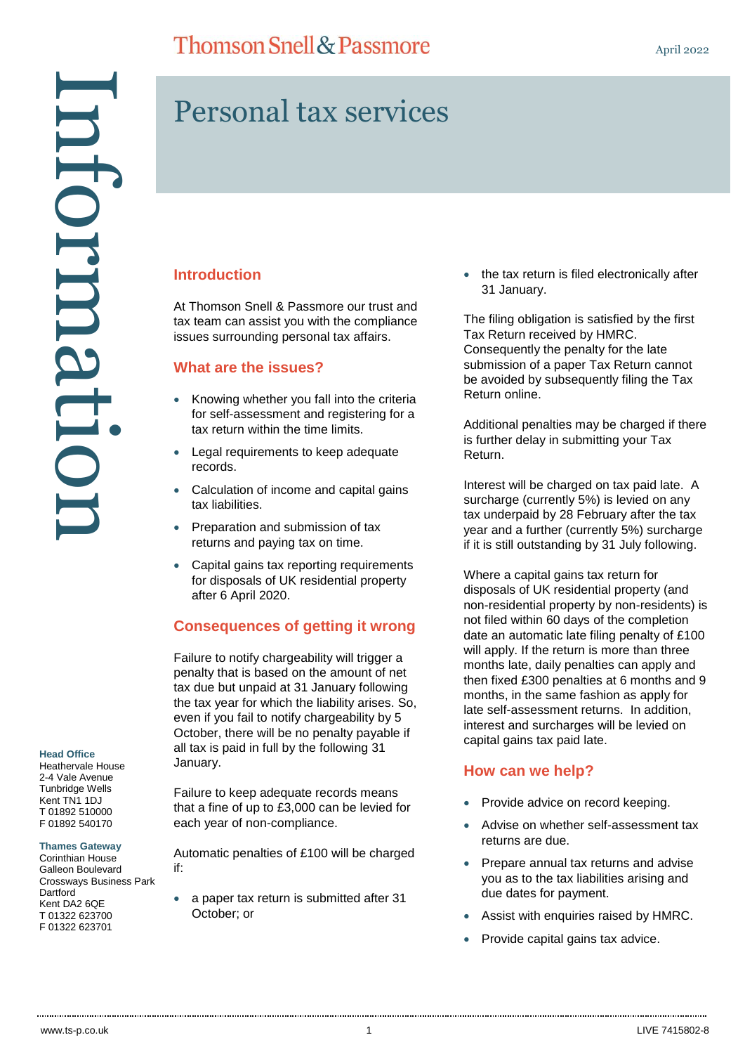# Personal tax services

## Introduction

At Thomson Snell & Passmore our trust and tax team can assist you with the compliance issues surrounding personal tax affairs.

## What are the issues?

- Knowing whether you fall into the criteria for self-assessment and registering for a tax return within the time limits.
- Legal requirements to keep adequate records.
- Calculation of income and capital gains tax liabilities.
- Preparation and submission of tax returns and paying tax on time.
- Capital gains tax reporting requirements for disposals of UK residential property after 6 April 2020.

## Consequences of getting it wrong

Failure to notify chargeability will trigger a penalty that is based on the amount of net tax due but unpaid at 31 January following the tax year for which the liability arises. So, even if you fail to notify chargeability by 5 October, there will be no penalty payable if all tax is paid in full by the following 31 January.

Failure to keep adequate records means that a fine of up to £3,000 can be levied for each year of non-compliance.

Automatic penalties of £100 will be charged if:

- a paper tax return is submitted after 31 October; or
- the tax return is filed electronically after 31 January.

The filing obligation is satisfied by the first Tax Return received by HMRC. Consequently the penalty for the late submission of a paper Tax Return cannot be avoided by subsequently filing the Tax Return online.

Additional penalties may be charged if there is further delay in submitting your Tax Return.

Interest will be charged on tax paid late. A surcharge (currently 5%) is levied on any tax underpaid by 28 February after the tax year and a further (currently 5%) surcharge if it is still outstanding by 31 July following.

Where a capital gains tax return for disposals of UK residential property (and non-residential property by non-residents) is not filed within 60 days of the completion date an automatic late filing penalty of £100 will apply. If the return is more than three months late, daily penalties can apply and then fixed £300 penalties at 6 months and 9 months, in the same fashion as apply for late self-assessment returns. In addition, interest and surcharges will be levied on capital gains tax paid late.

## How can we help?

- Provide advice on record keeping.
- Advise on whether self-assessment tax returns are due.
- Prepare annual tax returns and advise you as to the tax liabilities arising and due dates for payment.
- Assist with enquiries raised by HMRC.
- Provide capital gains tax advice.

**Head Office**
Heathervale House
2-4 Vale Avenue
Tunbridge Wells
Kent TN1 1DJ
T 01892 510000
F 01892 540170

**Thames Gateway**
Corinthian House
Galleon Boulevard
Crossways Business Park
Dartford
Kent DA2 6QE
T 01322 623700
F 01322 623701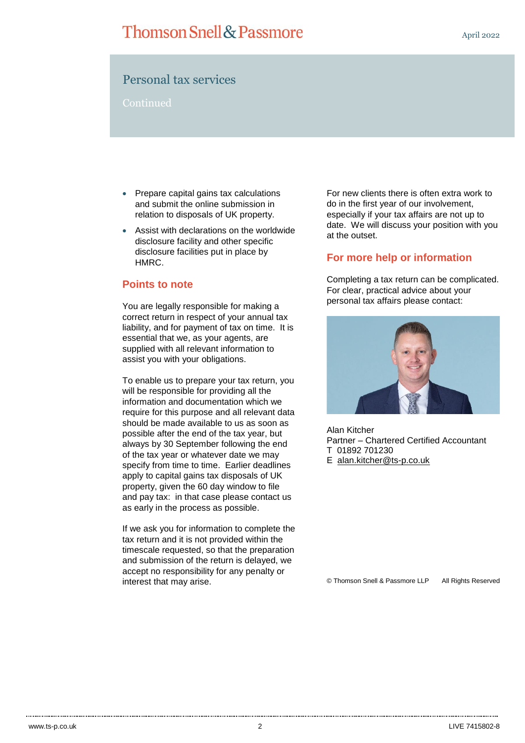## Personal tax services

Continued

- Prepare capital gains tax calculations and submit the online submission in relation to disposals of UK property.
- Assist with declarations on the worldwide disclosure facility and other specific disclosure facilities put in place by HMRC.

### Points to note

You are legally responsible for making a correct return in respect of your annual tax liability, and for payment of tax on time. It is essential that we, as your agents, are supplied with all relevant information to assist you with your obligations.

To enable us to prepare your tax return, you will be responsible for providing all the information and documentation which we require for this purpose and all relevant data should be made available to us as soon as possible after the end of the tax year, but always by 30 September following the end of the tax year or whatever date we may specify from time to time. Earlier deadlines apply to capital gains tax disposals of UK property, given the 60 day window to file and pay tax: in that case please contact us as early in the process as possible.

If we ask you for information to complete the tax return and it is not provided within the timescale requested, so that the preparation and submission of the return is delayed, we accept no responsibility for any penalty or interest that may arise.

For new clients there is often extra work to do in the first year of our involvement, especially if your tax affairs are not up to date. We will discuss your position with you at the outset.

### For more help or information

Completing a tax return can be complicated. For clear, practical advice about your personal tax affairs please contact:

Alan Kitcher
Partner – Chartered Certified Accountant
T 01892 701230
E alan.kitcher@ts-p.co.uk

© Thomson Snell & Passmore LLP All Rights Reserved